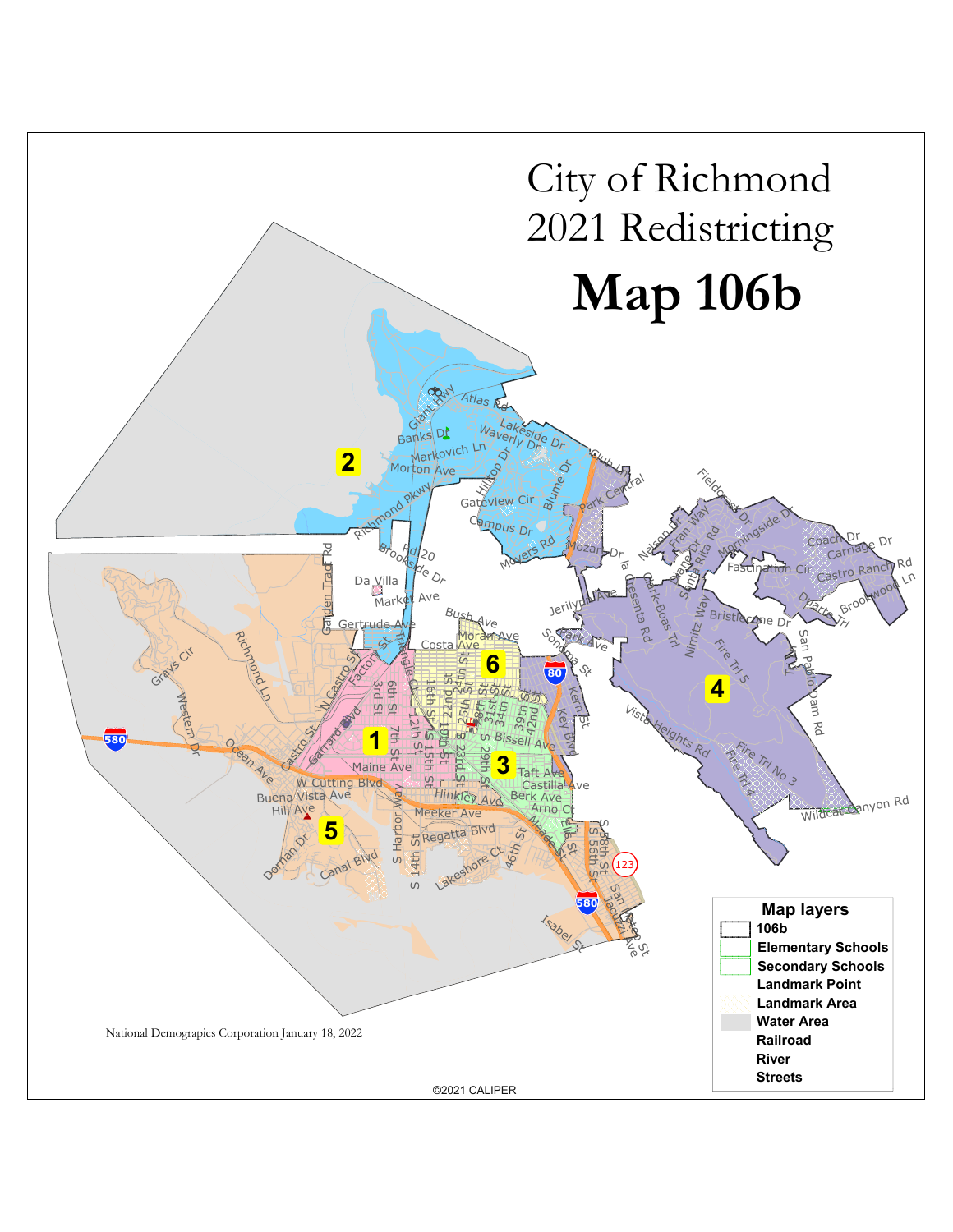# City of Richmond 2021 Redistricting

# Map 106b

**Map layers**

- 106b
- Elementary Schools
- Secondary Schools
- Landmark Point
- Landmark Area
- Water Area
- Railroad
- River
- Streets

National Demographics Corporation January 18, 2022

©2021 CALIPER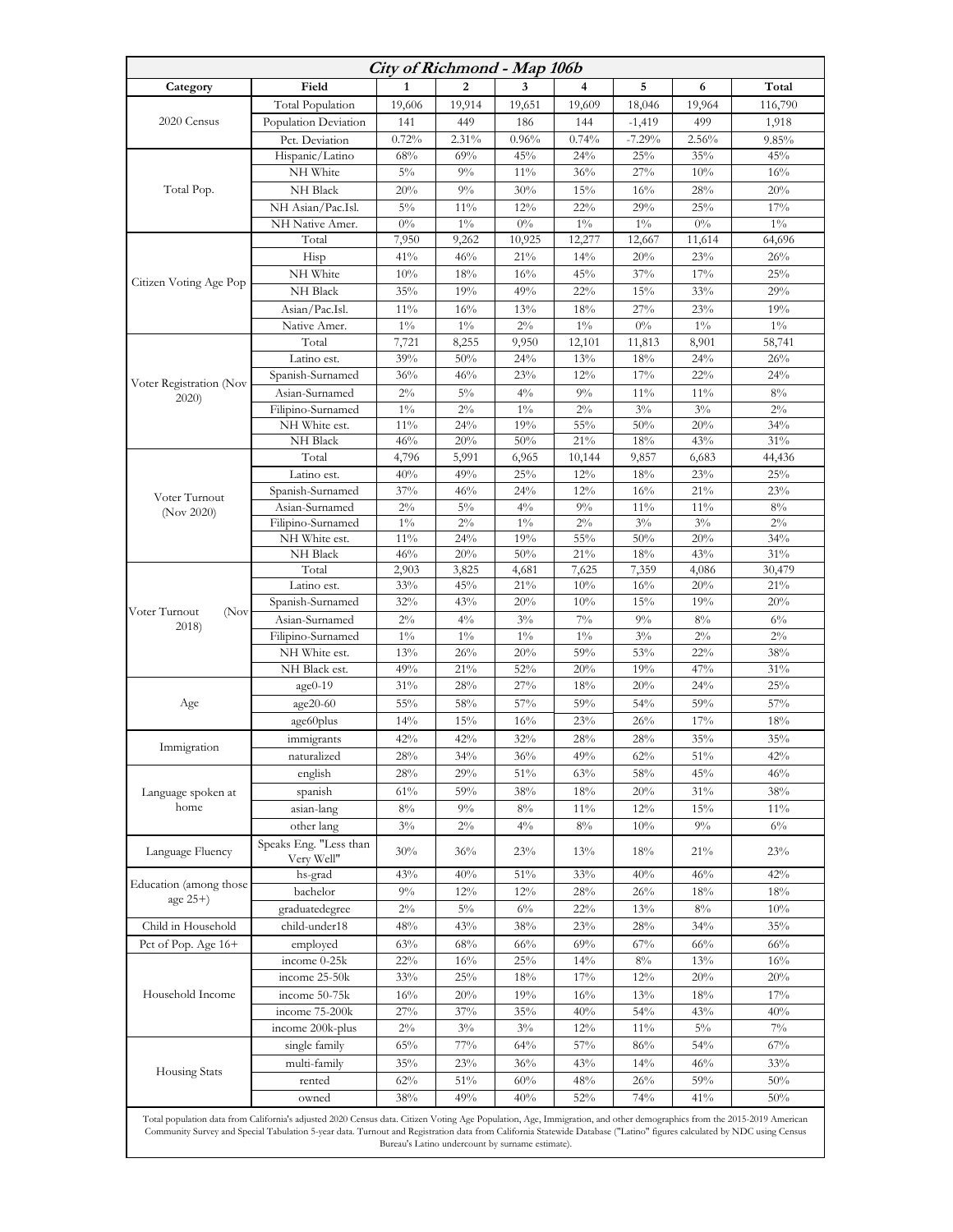# City of Richmond - Map 106b

| Category | Field | 1 | 2 | 3 | 4 | 5 | 6 | Total |
|---|---|---|---|---|---|---|---|---|
| 2020 Census | Total Population | 19,606 | 19,914 | 19,651 | 19,609 | 18,046 | 19,964 | 116,790 |
| | Population Deviation | 141 | 449 | 186 | 144 | -1,419 | 499 | 1,918 |
| | Pct. Deviation | 0.72% | 2.31% | 0.96% | 0.74% | -7.29% | 2.56% | 9.85% |
| Total Pop. | Hispanic/Latino | 68% | 69% | 45% | 24% | 25% | 35% | 45% |
| | NH White | 5% | 9% | 11% | 36% | 27% | 10% | 16% |
| | NH Black | 20% | 9% | 30% | 15% | 16% | 28% | 20% |
| | NH Asian/Pac.Isl. | 5% | 11% | 12% | 22% | 29% | 25% | 17% |
| | NH Native Amer. | 0% | 1% | 0% | 1% | 1% | 0% | 1% |
| Citizen Voting Age Pop | Total | 7,950 | 9,262 | 10,925 | 12,277 | 12,667 | 11,614 | 64,696 |
| | Hisp | 41% | 46% | 21% | 14% | 20% | 23% | 26% |
| | NH White | 10% | 18% | 16% | 45% | 37% | 17% | 25% |
| | NH Black | 35% | 19% | 49% | 22% | 15% | 33% | 29% |
| | Asian/Pac.Isl. | 11% | 16% | 13% | 18% | 27% | 23% | 19% |
| | Native Amer. | 1% | 1% | 2% | 1% | 0% | 1% | 1% |
| Voter Registration (Nov 2020) | Total | 7,721 | 8,255 | 9,950 | 12,101 | 11,813 | 8,901 | 58,741 |
| | Latino est. | 39% | 50% | 24% | 13% | 18% | 24% | 26% |
| | Spanish-Surnamed | 36% | 46% | 23% | 12% | 17% | 22% | 24% |
| | Asian-Surnamed | 2% | 5% | 4% | 9% | 11% | 11% | 8% |
| | Filipino-Surnamed | 1% | 2% | 1% | 2% | 3% | 3% | 2% |
| | NH White est. | 11% | 24% | 19% | 55% | 50% | 20% | 34% |
| | NH Black | 46% | 20% | 50% | 21% | 18% | 43% | 31% |
| Voter Turnout (Nov 2020) | Total | 4,796 | 5,991 | 6,965 | 10,144 | 9,857 | 6,683 | 44,436 |
| | Latino est. | 40% | 49% | 25% | 12% | 18% | 23% | 25% |
| | Spanish-Surnamed | 37% | 46% | 24% | 12% | 16% | 21% | 23% |
| | Asian-Surnamed | 2% | 5% | 4% | 9% | 11% | 11% | 8% |
| | Filipino-Surnamed | 1% | 2% | 1% | 2% | 3% | 3% | 2% |
| | NH White est. | 11% | 24% | 19% | 55% | 50% | 20% | 34% |
| | NH Black | 46% | 20% | 50% | 21% | 18% | 43% | 31% |
| Voter Turnout (Nov 2018) | Total | 2,903 | 3,825 | 4,681 | 7,625 | 7,359 | 4,086 | 30,479 |
| | Latino est. | 33% | 45% | 21% | 10% | 16% | 20% | 21% |
| | Spanish-Surnamed | 32% | 43% | 20% | 10% | 15% | 19% | 20% |
| | Asian-Surnamed | 2% | 4% | 3% | 7% | 9% | 8% | 6% |
| | Filipino-Surnamed | 1% | 1% | 1% | 1% | 3% | 2% | 2% |
| | NH White est. | 13% | 26% | 20% | 59% | 53% | 22% | 38% |
| | NH Black est. | 49% | 21% | 52% | 20% | 19% | 47% | 31% |
| Age | age0-19 | 31% | 28% | 27% | 18% | 20% | 24% | 25% |
| | age20-60 | 55% | 58% | 57% | 59% | 54% | 59% | 57% |
| | age60plus | 14% | 15% | 16% | 23% | 26% | 17% | 18% |
| Immigration | immigrants | 42% | 42% | 32% | 28% | 28% | 35% | 35% |
| | naturalized | 28% | 34% | 36% | 49% | 62% | 51% | 42% |
| Language spoken at home | english | 28% | 29% | 51% | 63% | 58% | 45% | 46% |
| | spanish | 61% | 59% | 38% | 18% | 20% | 31% | 38% |
| | asian-lang | 8% | 9% | 8% | 11% | 12% | 15% | 11% |
| | other lang | 3% | 2% | 4% | 8% | 10% | 9% | 6% |
| Language Fluency | Speaks Eng. "Less than Very Well" | 30% | 36% | 23% | 13% | 18% | 21% | 23% |
| Education (among those age 25+) | hs-grad | 43% | 40% | 51% | 33% | 40% | 46% | 42% |
| | bachelor | 9% | 12% | 12% | 28% | 26% | 18% | 18% |
| | graduatedegree | 2% | 5% | 6% | 22% | 13% | 8% | 10% |
| Child in Household | child-under18 | 48% | 43% | 38% | 23% | 28% | 34% | 35% |
| Pct of Pop. Age 16+ | employed | 63% | 68% | 66% | 69% | 67% | 66% | 66% |
| Household Income | income 0-25k | 22% | 16% | 25% | 14% | 8% | 13% | 16% |
| | income 25-50k | 33% | 25% | 18% | 17% | 12% | 20% | 20% |
| | income 50-75k | 16% | 20% | 19% | 16% | 13% | 18% | 17% |
| | income 75-200k | 27% | 37% | 35% | 40% | 54% | 43% | 40% |
| | income 200k-plus | 2% | 3% | 3% | 12% | 11% | 5% | 7% |
| Housing Stats | single family | 65% | 77% | 64% | 57% | 86% | 54% | 67% |
| | multi-family | 35% | 23% | 36% | 43% | 14% | 46% | 33% |
| | rented | 62% | 51% | 60% | 48% | 26% | 59% | 50% |
| | owned | 38% | 49% | 40% | 52% | 74% | 41% | 50% |

Total population data from California's adjusted 2020 Census data. Citizen Voting Age Population, Age, Immigration, and other demographics from the 2015-2019 American Community Survey and Special Tabulation 5-year data. Turnout and Registration data from California Statewide Database ("Latino" figures calculated by NDC using Census Bureau's Latino undercount by surname estimate).